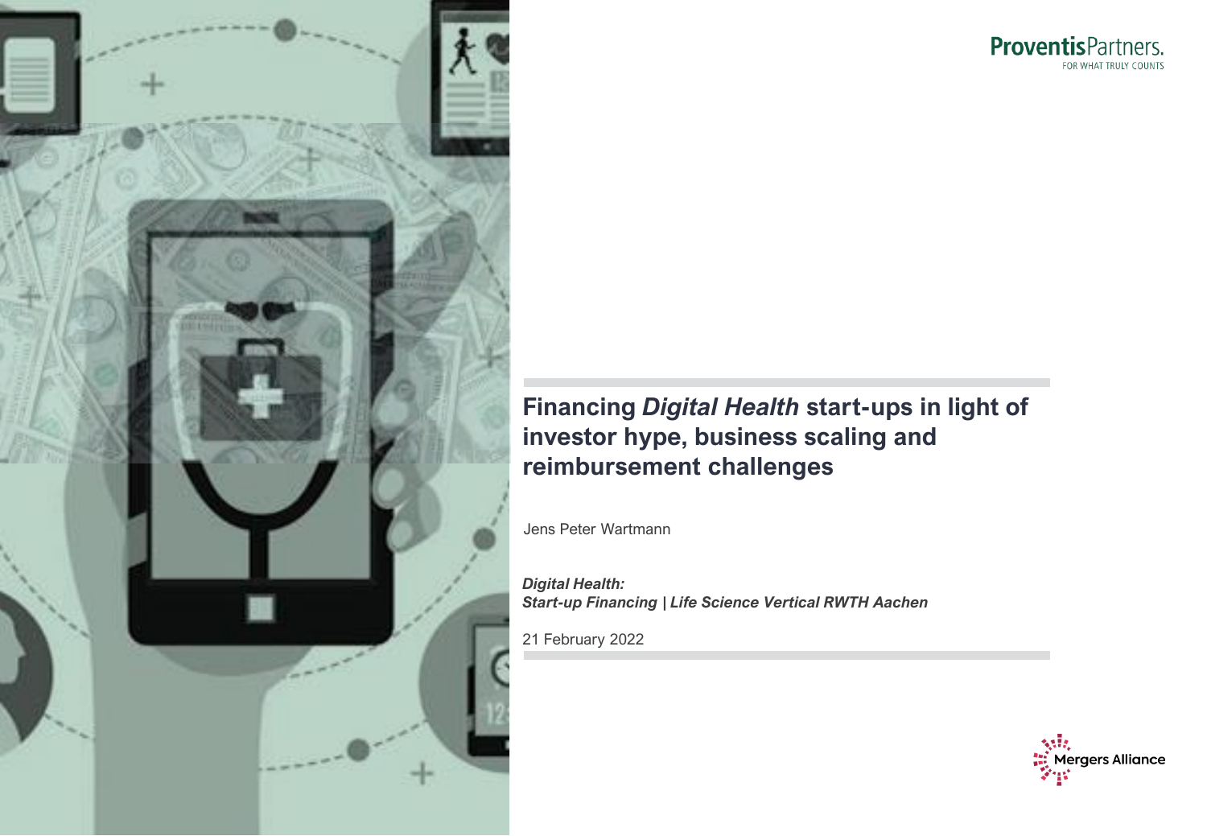ProventisPartners.
FOR WHAT TRULY COUNTS

# Financing *Digital Health* start-ups in light of investor hype, business scaling and reimbursement challenges

Jens Peter Wartmann

***Digital Health:***
***Start-up Financing | Life Science Vertical RWTH Aachen***

21 February 2022

Mergers Alliance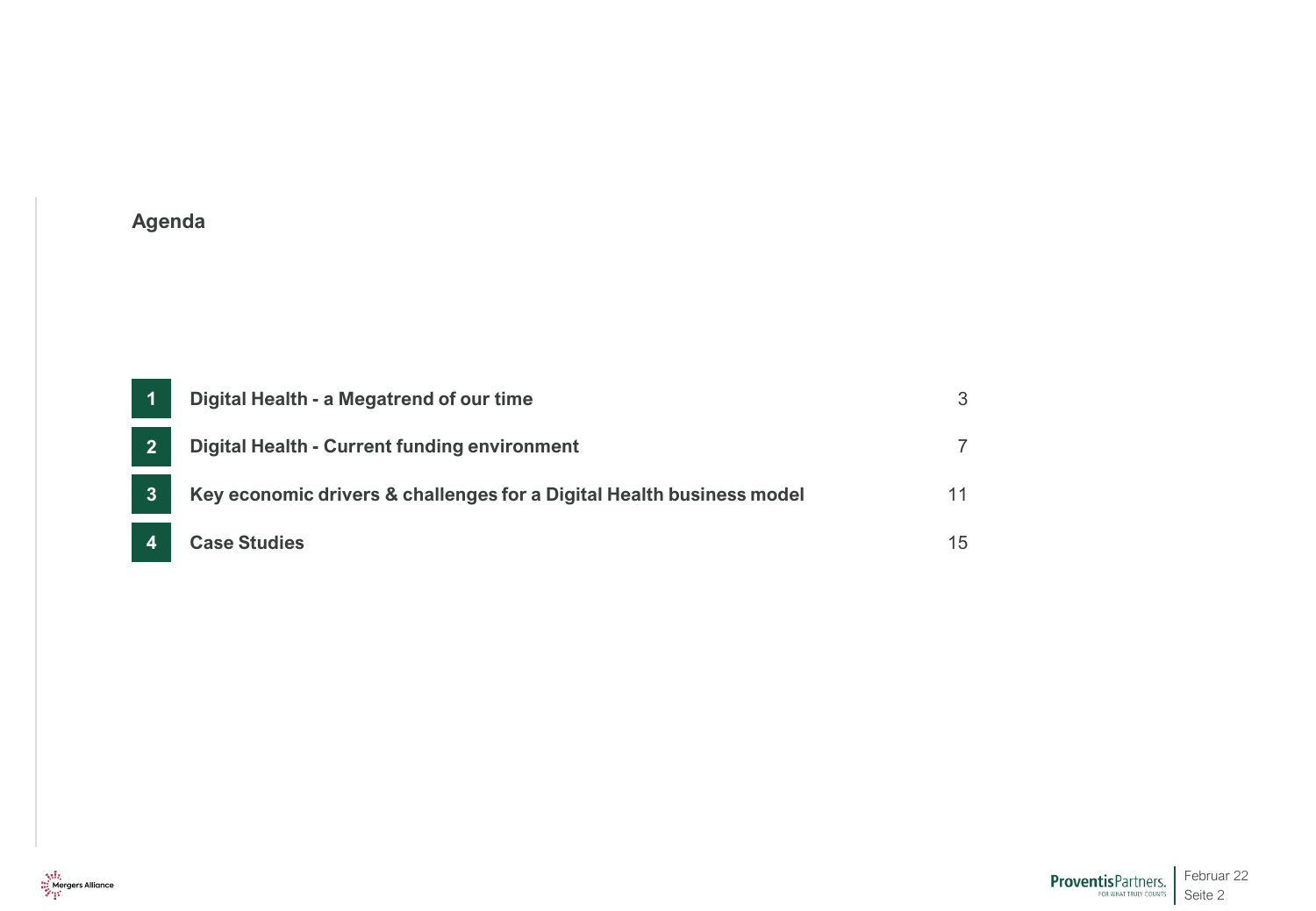## Agenda

| | | |
|---|---|---|
| 1 | **Digital Health - a Megatrend of our time** | 3 |
| 2 | **Digital Health - Current funding environment** | 7 |
| 3 | **Key economic drivers & challenges for a Digital Health business model** | 11 |
| 4 | **Case Studies** | 15 |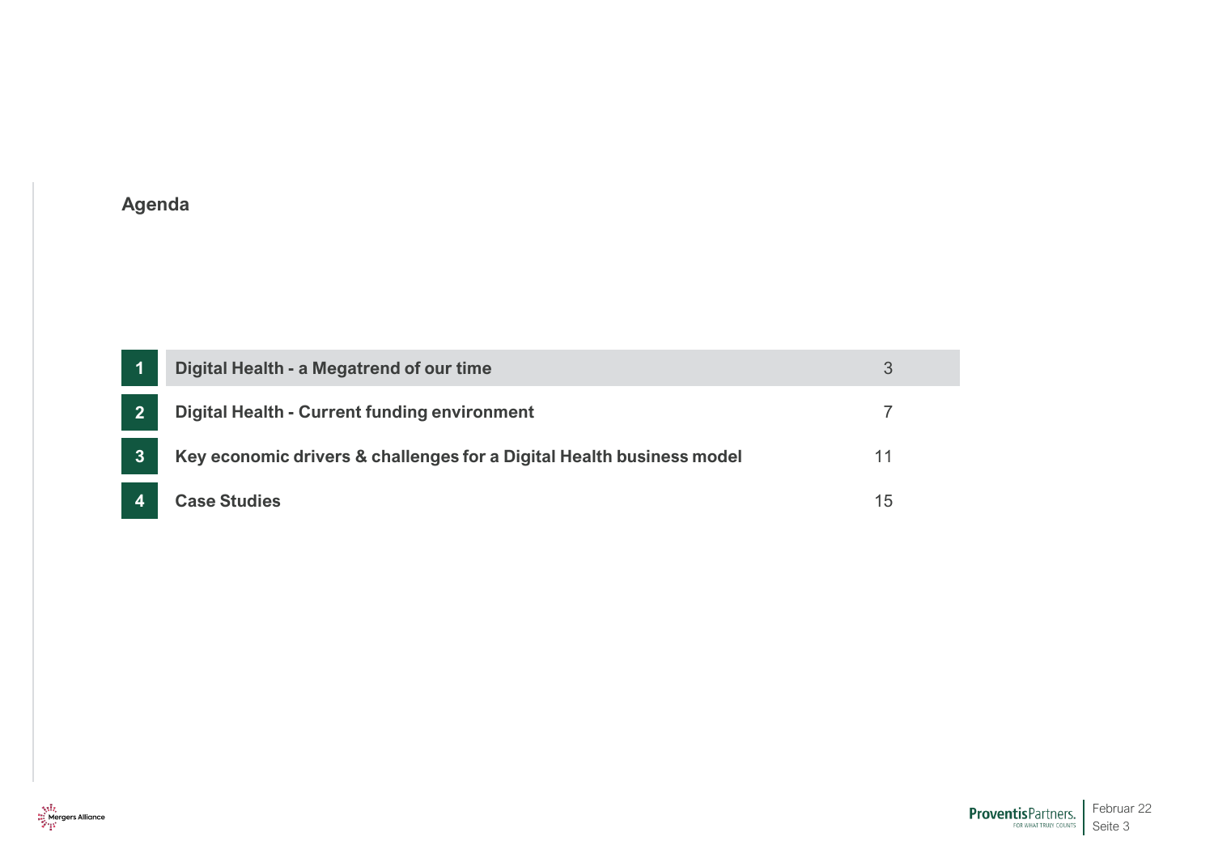## Agenda

| | | |
|---|---|---|
| 1 | **Digital Health - a Megatrend of our time** | 3 |
| 2 | **Digital Health - Current funding environment** | 7 |
| 3 | **Key economic drivers & challenges for a Digital Health business model** | 11 |
| 4 | **Case Studies** | 15 |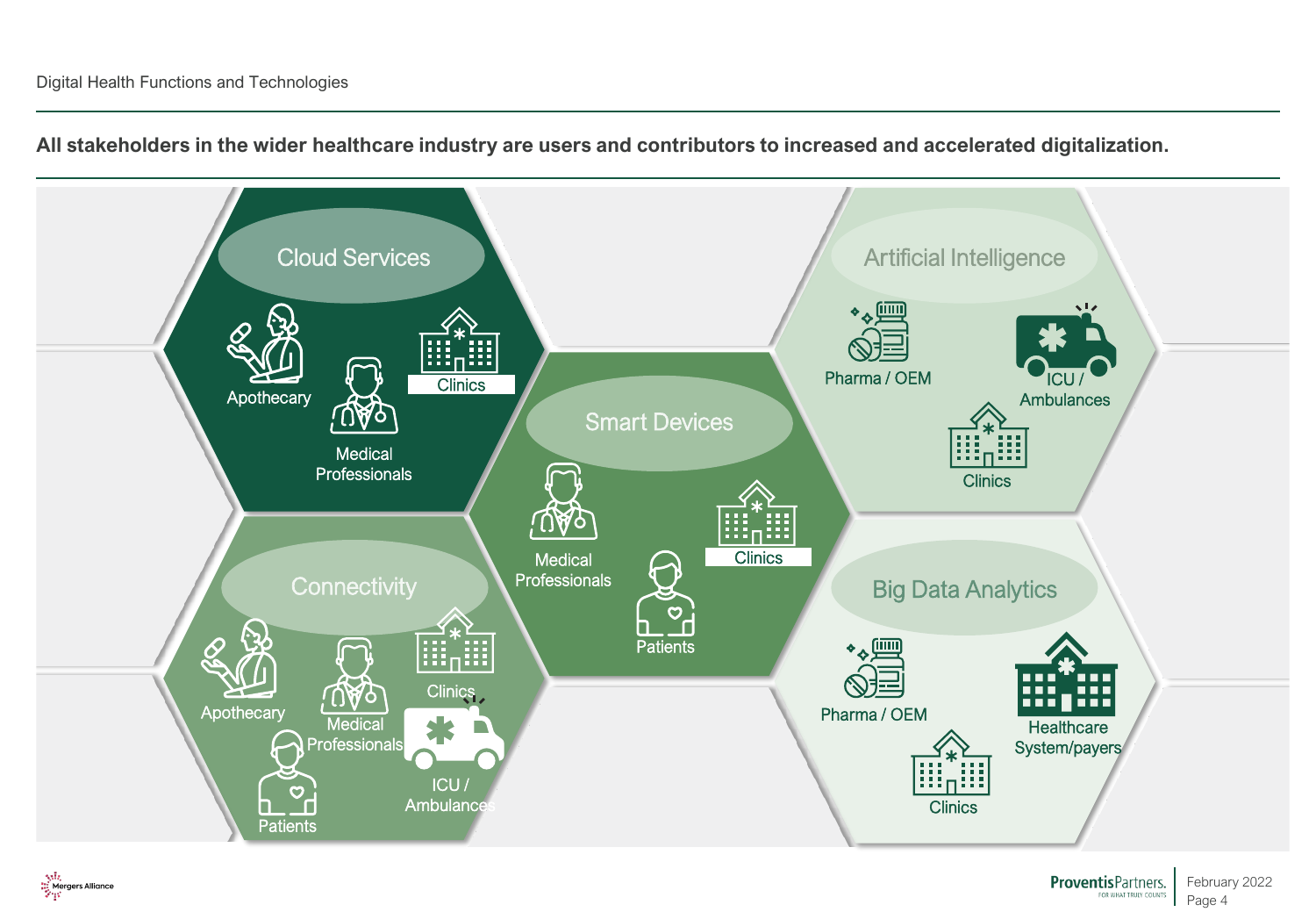Digital Health Functions and Technologies

**All stakeholders in the wider healthcare industry are users and contributors to increased and accelerated digitalization.**

### Cloud Services

- Apothecary
- Medical Professionals
- Clinics

### Smart Devices

- Medical Professionals
- Clinics
- Patients

### Artificial Intelligence

- Pharma / OEM
- ICU / Ambulances
- Clinics

### Connectivity

- Apothecary
- Medical Professionals
- Clinics
- Patients
- ICU / Ambulances

### Big Data Analytics

- Pharma / OEM
- Healthcare System/payers
- Clinics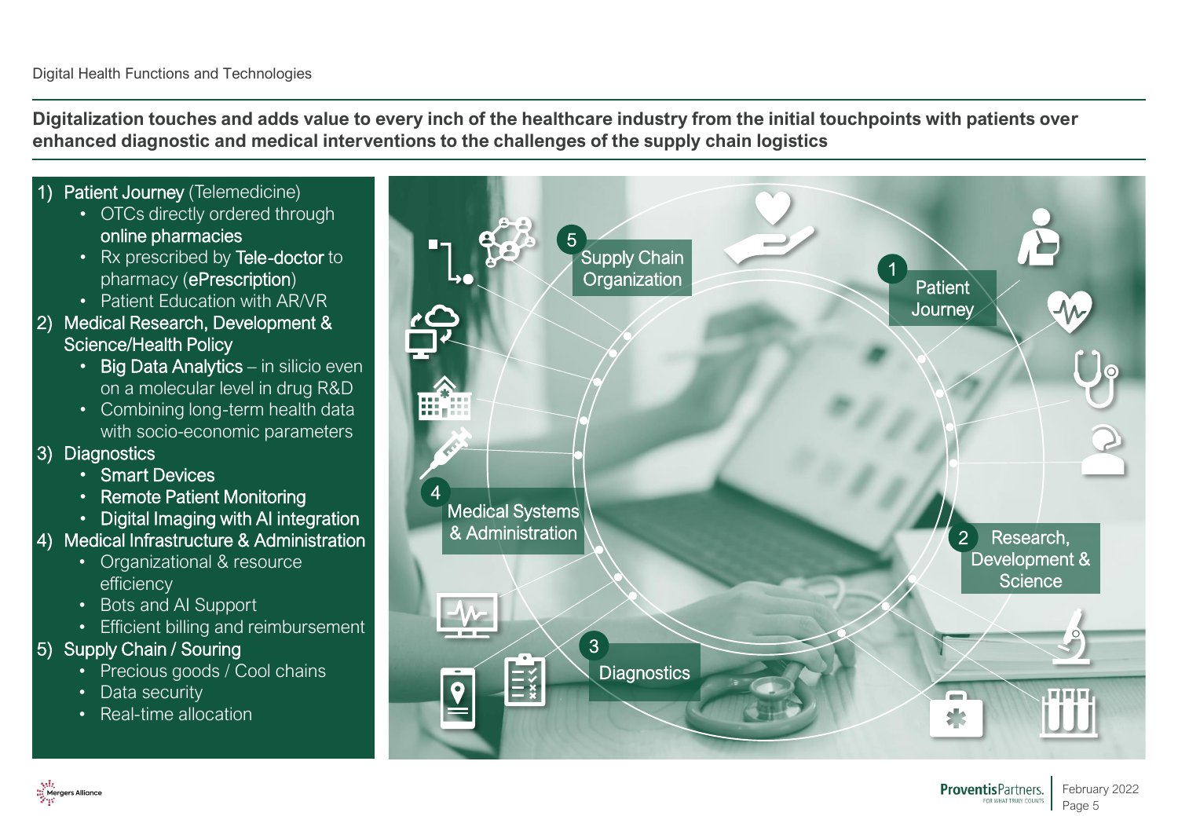Digital Health Functions and Technologies

## Digitalization touches and adds value to every inch of the healthcare industry from the initial touchpoints with patients over enhanced diagnostic and medical interventions to the challenges of the supply chain logistics

1) Patient Journey (Telemedicine)
   - OTCs directly ordered through online pharmacies
   - Rx prescribed by Tele-doctor to pharmacy (ePrescription)
   - Patient Education with AR/VR
2) Medical Research, Development & Science/Health Policy
   - Big Data Analytics – in silicio even on a molecular level in drug R&D
   - Combining long-term health data with socio-economic parameters
3) Diagnostics
   - Smart Devices
   - Remote Patient Monitoring
   - Digital Imaging with AI integration
4) Medical Infrastructure & Administration
   - Organizational & resource efficiency
   - Bots and AI Support
   - Efficient billing and reimbursement
5) Supply Chain / Souring
   - Precious goods / Cool chains
   - Data security
   - Real-time allocation

1 Patient Journey

2 Research, Development & Science

3 Diagnostics

4 Medical Systems & Administration

5 Supply Chain Organization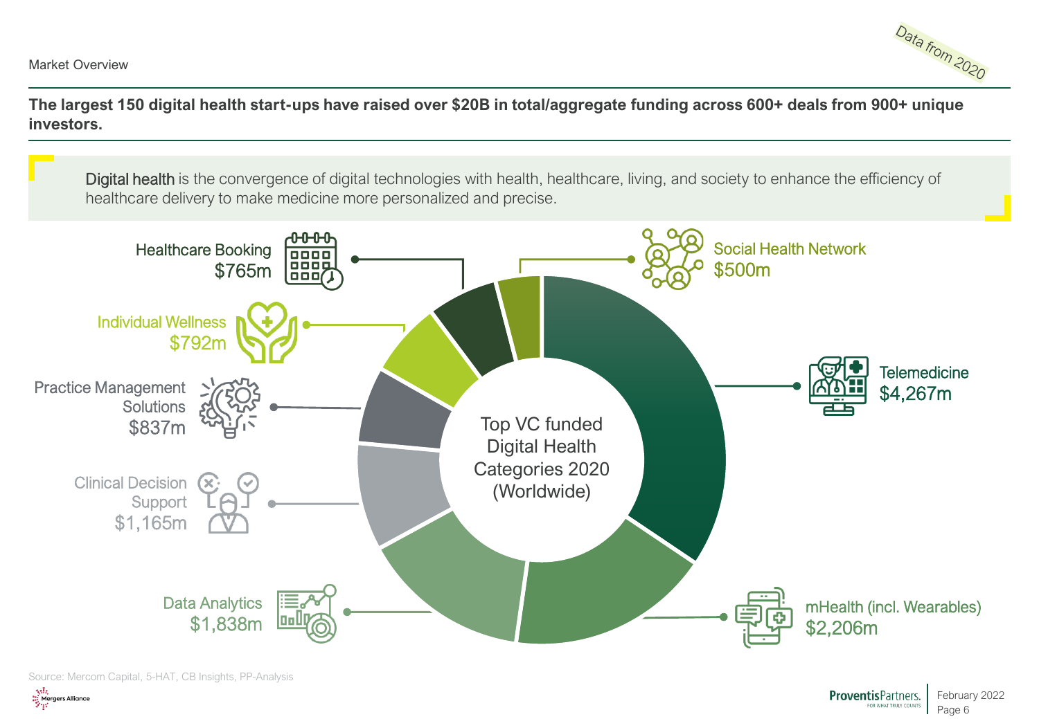Market Overview

Data from 2020

**The largest 150 digital health start-ups have raised over $20B in total/aggregate funding across 600+ deals from 900+ unique investors.**

Digital health is the convergence of digital technologies with health, healthcare, living, and society to enhance the efficiency of healthcare delivery to make medicine more personalized and precise.

Top VC funded Digital Health Categories 2020 (Worldwide)

| Category | Funding |
| --- | --- |
| Telemedicine | $4,267m |
| mHealth (incl. Wearables) | $2,206m |
| Data Analytics | $1,838m |
| Clinical Decision Support | $1,165m |
| Practice Management Solutions | $837m |
| Individual Wellness | $792m |
| Healthcare Booking | $765m |
| Social Health Network | $500m |

Source: Mercom Capital, 5-HAT, CB Insights, PP-Analysis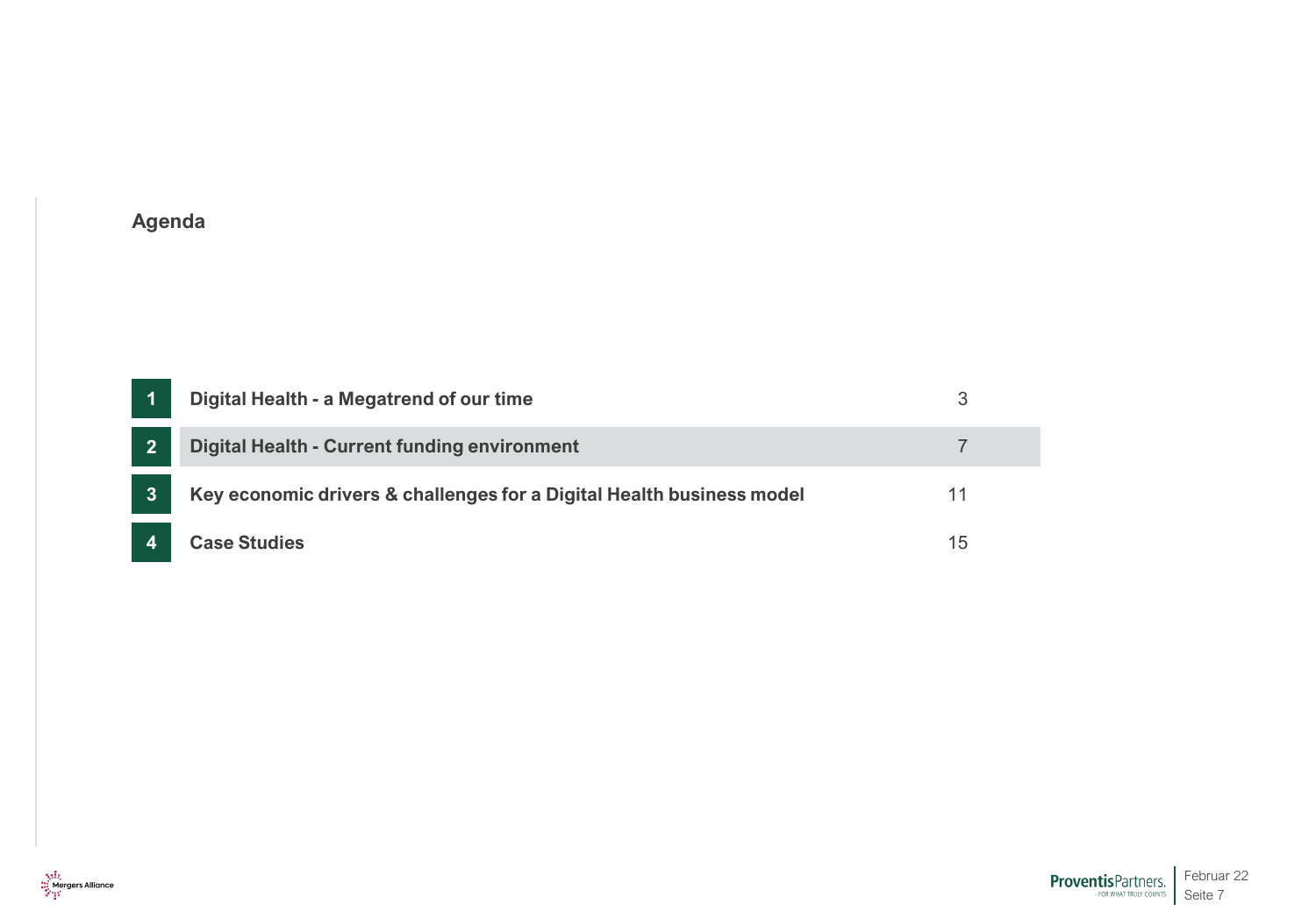## Agenda

| | | |
|---|---|---|
| 1 | **Digital Health - a Megatrend of our time** | 3 |
| 2 | **Digital Health - Current funding environment** | 7 |
| 3 | **Key economic drivers & challenges for a Digital Health business model** | 11 |
| 4 | **Case Studies** | 15 |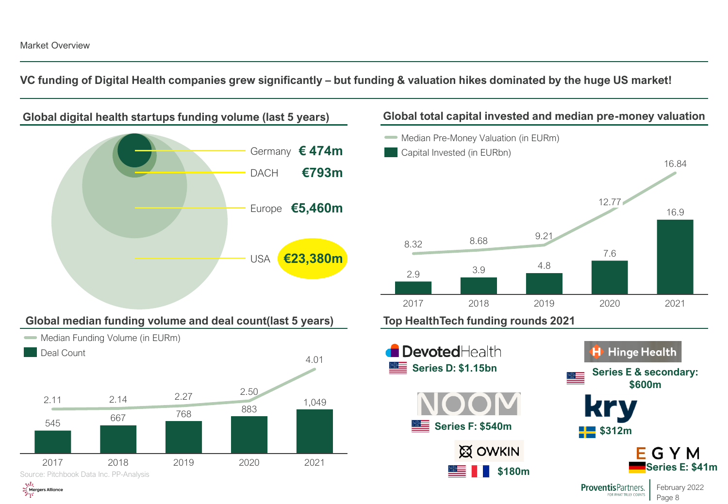Market Overview

## VC funding of Digital Health companies grew significantly – but funding & valuation hikes dominated by the huge US market!

### Global digital health startups funding volume (last 5 years)

| Region | Funding volume |
| --- | --- |
| Germany | € 474m |
| DACH | €793m |
| Europe | €5,460m |
| USA | €23,380m |

### Global total capital invested and median pre-money valuation

| Year | Median Pre-Money Valuation (in EURm) | Capital Invested (in EURbn) |
| --- | --- | --- |
| 2017 | 8.32 | 2.9 |
| 2018 | 8.68 | 3.9 |
| 2019 | 9.21 | 4.8 |
| 2020 | 12.77 | 7.6 |
| 2021 | 16.84 | 16.9 |

### Global median funding volume and deal count(last 5 years)

| Year | Median Funding Volume (in EURm) | Deal Count |
| --- | --- | --- |
| 2017 | 2.11 | 545 |
| 2018 | 2.14 | 667 |
| 2019 | 2.27 | 768 |
| 2020 | 2.50 | 883 |
| 2021 | 4.01 | 1,049 |

Source: Pitchbook Data Inc. PP-Analysis

### Top HealthTech funding rounds 2021

- DevotedHealth (US) – Series D: $1.15bn
- Hinge Health (US) – Series E & secondary: $600m
- NOOM (US) – Series F: $540m
- kry (Sweden) – $312m
- OWKIN (US / France) – $180m
- EGYM (Germany) – Series E: $41m

February 2022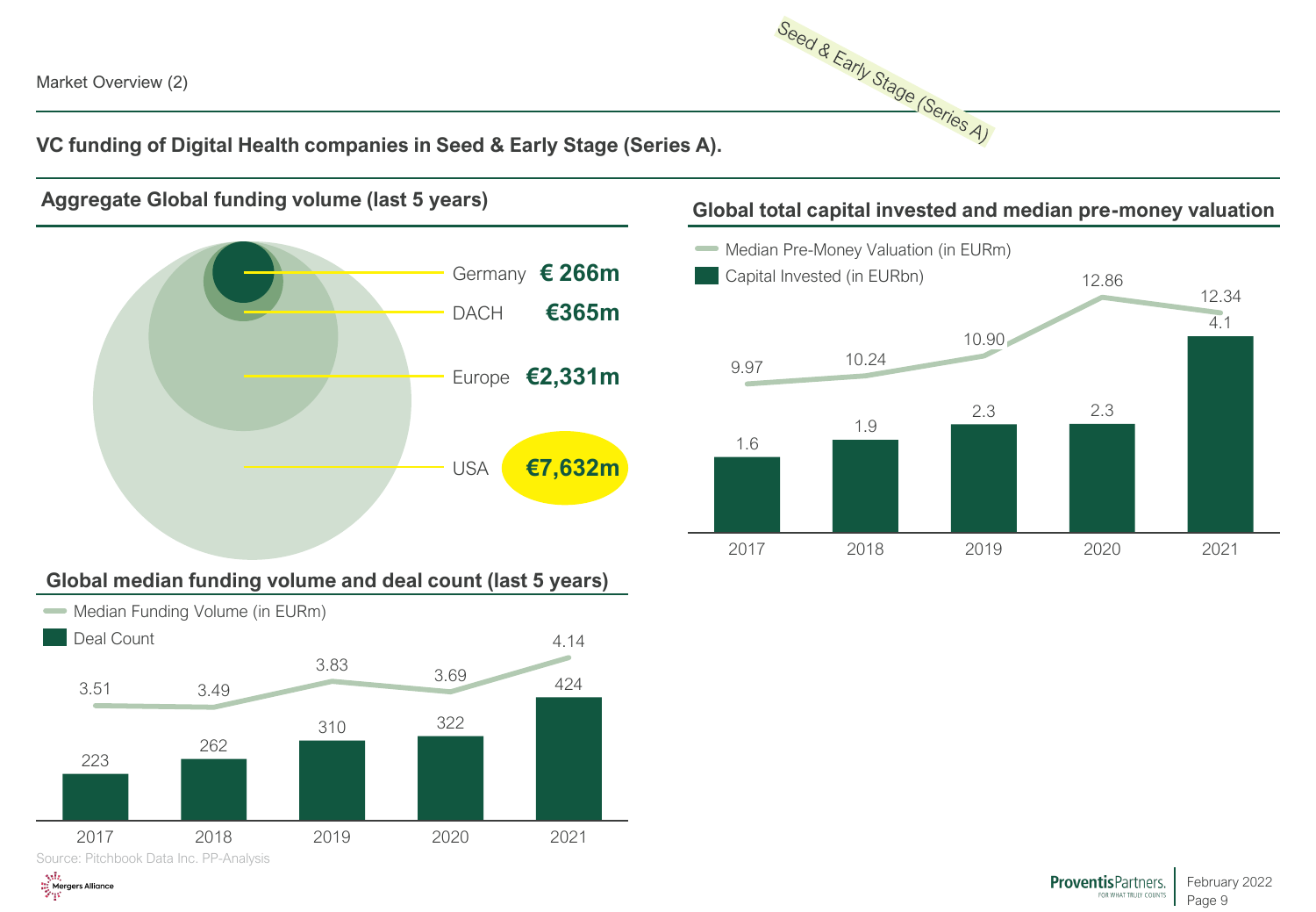Market Overview (2)

Seed & Early Stage (Series A)

## VC funding of Digital Health companies in Seed & Early Stage (Series A).

### Aggregate Global funding volume (last 5 years)

| Region | Funding volume |
| --- | --- |
| Germany | € 266m |
| DACH | €365m |
| Europe | €2,331m |
| USA | €7,632m |

### Global total capital invested and median pre-money valuation

| | 2017 | 2018 | 2019 | 2020 | 2021 |
| --- | --- | --- | --- | --- | --- |
| Median Pre-Money Valuation (in EURm) | 9.97 | 10.24 | 10.90 | 12.86 | 12.34 |
| Capital Invested (in EURbn) | 1.6 | 1.9 | 2.3 | 2.3 | 4.1 |

### Global median funding volume and deal count (last 5 years)

| | 2017 | 2018 | 2019 | 2020 | 2021 |
| --- | --- | --- | --- | --- | --- |
| Median Funding Volume (in EURm) | 3.51 | 3.49 | 3.83 | 3.69 | 4.14 |
| Deal Count | 223 | 262 | 310 | 322 | 424 |

Source: Pitchbook Data Inc. PP-Analysis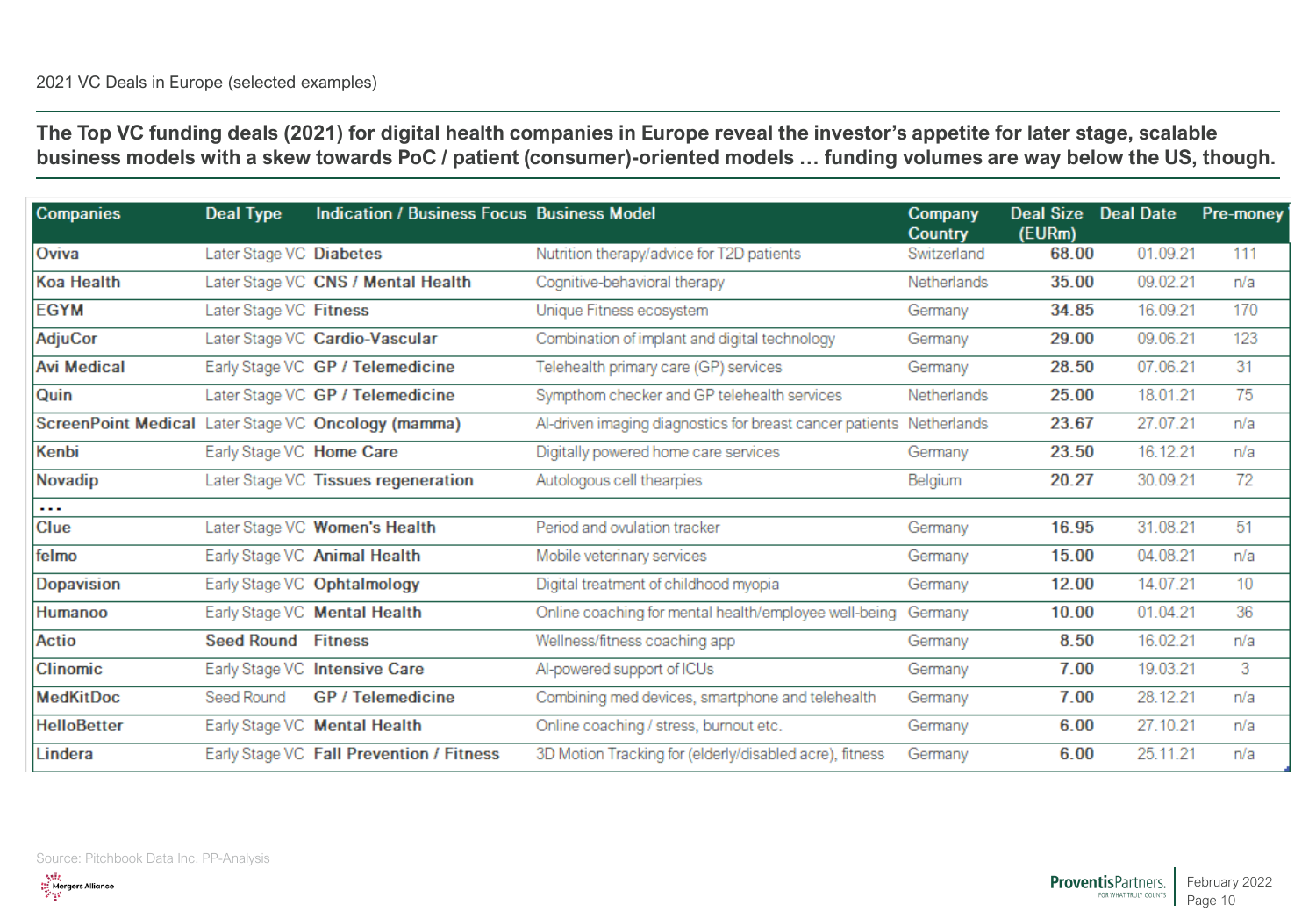2021 VC Deals in Europe (selected examples)

## The Top VC funding deals (2021) for digital health companies in Europe reveal the investor's appetite for later stage, scalable business models with a skew towards PoC / patient (consumer)-oriented models … funding volumes are way below the US, though.

| Companies | Deal Type | Indication / Business Focus | Business Model | Company Country | Deal Size (EURm) | Deal Date | Pre-money |
|---|---|---|---|---|---|---|---|
| **Oviva** | Later Stage VC | **Diabetes** | Nutrition therapy/advice for T2D patients | Switzerland | **68.00** | 01.09.21 | 111 |
| **Koa Health** | Later Stage VC | **CNS / Mental Health** | Cognitive-behavioral therapy | Netherlands | **35.00** | 09.02.21 | n/a |
| **EGYM** | Later Stage VC | **Fitness** | Unique Fitness ecosystem | Germany | **34.85** | 16.09.21 | 170 |
| **AdjuCor** | Later Stage VC | **Cardio-Vascular** | Combination of implant and digital technology | Germany | **29.00** | 09.06.21 | 123 |
| **Avi Medical** | Early Stage VC | **GP / Telemedicine** | Telehealth primary care (GP) services | Germany | **28.50** | 07.06.21 | 31 |
| **Quin** | Later Stage VC | **GP / Telemedicine** | Sympthom checker and GP telehealth services | Netherlands | **25.00** | 18.01.21 | 75 |
| **ScreenPoint Medical** | Later Stage VC | **Oncology (mamma)** | AI-driven imaging diagnostics for breast cancer patients | Netherlands | **23.67** | 27.07.21 | n/a |
| **Kenbi** | Early Stage VC | **Home Care** | Digitally powered home care services | Germany | **23.50** | 16.12.21 | n/a |
| **Novadip** | Later Stage VC | **Tissues regeneration** | Autologous cell thearpies | Belgium | **20.27** | 30.09.21 | 72 |
| **…** | | | | | | | |
| **Clue** | Later Stage VC | **Women's Health** | Period and ovulation tracker | Germany | **16.95** | 31.08.21 | 51 |
| **felmo** | Early Stage VC | **Animal Health** | Mobile veterinary services | Germany | **15.00** | 04.08.21 | n/a |
| **Dopavision** | Early Stage VC | **Ophtalmology** | Digital treatment of childhood myopia | Germany | **12.00** | 14.07.21 | 10 |
| **Humanoo** | Early Stage VC | **Mental Health** | Online coaching for mental health/employee well-being | Germany | **10.00** | 01.04.21 | 36 |
| **Actio** | **Seed Round** | **Fitness** | Wellness/fitness coaching app | Germany | **8.50** | 16.02.21 | n/a |
| **Clinomic** | Early Stage VC | **Intensive Care** | AI-powered support of ICUs | Germany | **7.00** | 19.03.21 | 3 |
| **MedKitDoc** | Seed Round | **GP / Telemedicine** | Combining med devices, smartphone and telehealth | Germany | **7.00** | 28.12.21 | n/a |
| **HelloBetter** | Early Stage VC | **Mental Health** | Online coaching / stress, burnout etc. | Germany | **6.00** | 27.10.21 | n/a |
| **Lindera** | Early Stage VC | **Fall Prevention / Fitness** | 3D Motion Tracking for (elderly/disabled acre), fitness | Germany | **6.00** | 25.11.21 | n/a |

Source: Pitchbook Data Inc. PP-Analysis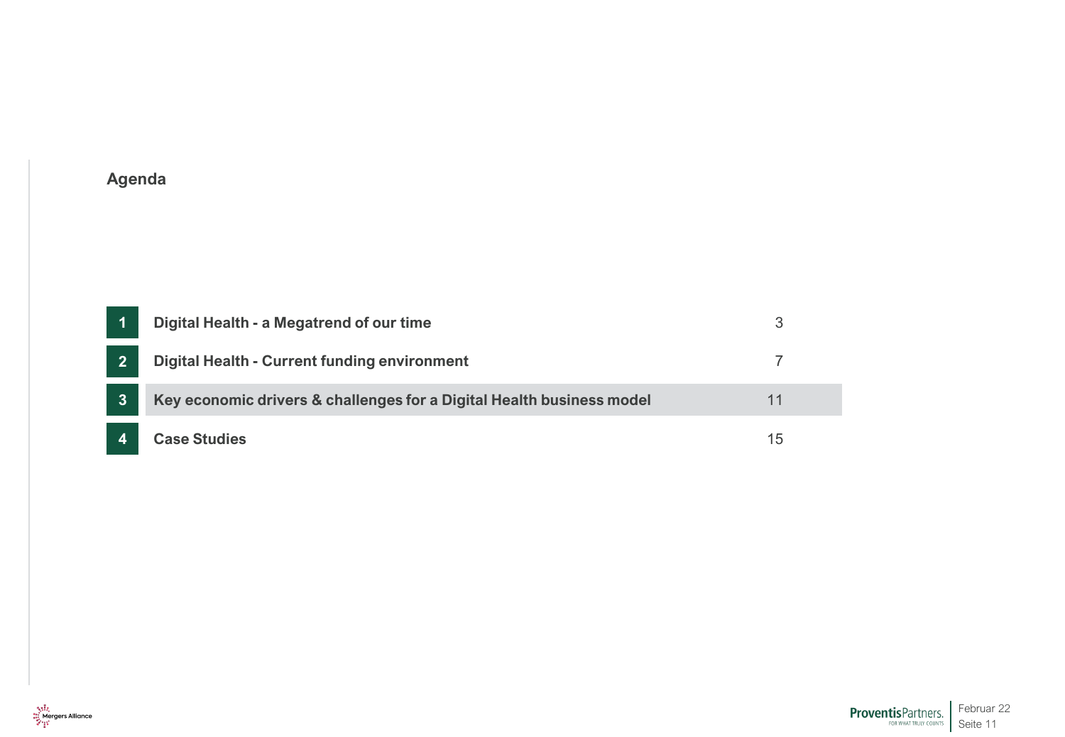## Agenda

| | | |
|---|---|---|
| 1 | **Digital Health - a Megatrend of our time** | 3 |
| 2 | **Digital Health - Current funding environment** | 7 |
| 3 | **Key economic drivers & challenges for a Digital Health business model** | 11 |
| 4 | **Case Studies** | 15 |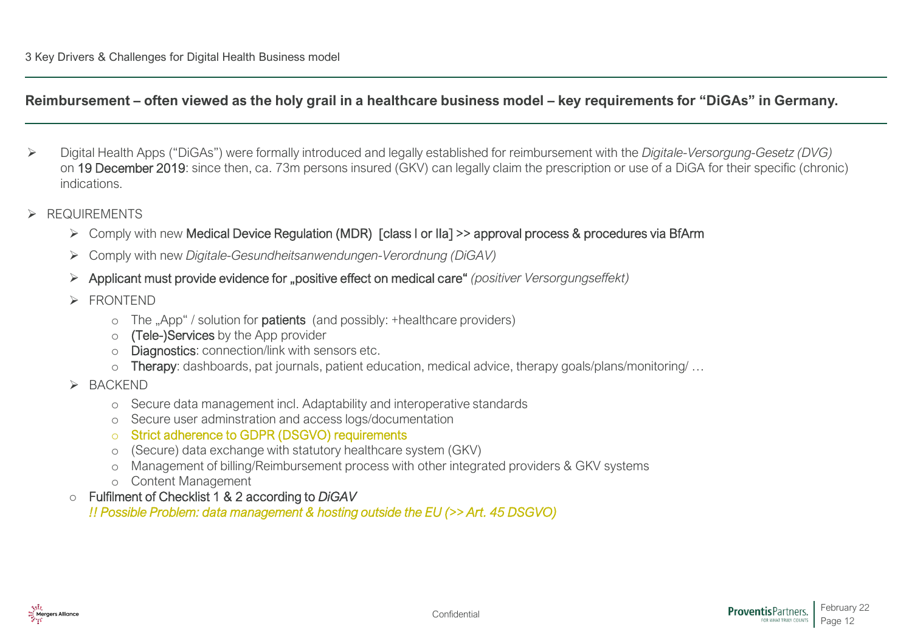3 Key Drivers & Challenges for Digital Health Business model

## Reimbursement – often viewed as the holy grail in a healthcare business model – key requirements for "DiGAs" in Germany.

- Digital Health Apps ("DiGAs") were formally introduced and legally established for reimbursement with the *Digitale-Versorgung-Gesetz (DVG)* on 19 December 2019: since then, ca. 73m persons insured (GKV) can legally claim the prescription or use of a DiGA for their specific (chronic) indications.

- REQUIREMENTS
  - Comply with new Medical Device Regulation (MDR) [class I or IIa] >> approval process & procedures via BfArm
  - Comply with new *Digitale-Gesundheitsanwendungen-Verordnung (DiGAV)*
  - Applicant must provide evidence for „positive effect on medical care" *(positiver Versorgungseffekt)*
  - FRONTEND
    - The „App" / solution for **patients** (and possibly: +healthcare providers)
    - (Tele-)Services by the App provider
    - Diagnostics: connection/link with sensors etc.
    - Therapy: dashboards, pat journals, patient education, medical advice, therapy goals/plans/monitoring/ …
  - BACKEND
    - Secure data management incl. Adaptability and interoperative standards
    - Secure user adminstration and access logs/documentation
    - Strict adherence to GDPR (DSGVO) requirements
    - (Secure) data exchange with statutory healthcare system (GKV)
    - Management of billing/Reimbursement process with other integrated providers & GKV systems
    - Content Management
  - Fulfilment of Checklist 1 & 2 according to *DiGAV*
    *!! Possible Problem: data management & hosting outside the EU (>> Art. 45 DSGVO)*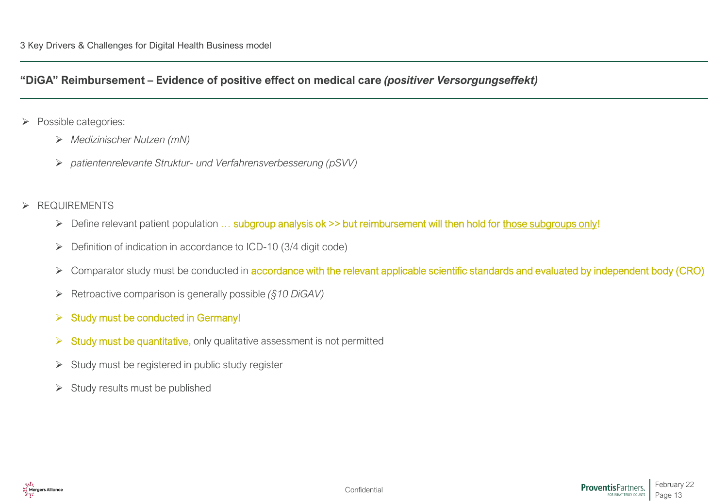3 Key Drivers & Challenges for Digital Health Business model

## "DiGA" Reimbursement – Evidence of positive effect on medical care *(positiver Versorgungseffekt)*

- Possible categories:
  - *Medizinischer Nutzen (mN)*
  - *patientenrelevante Struktur- und Verfahrensverbesserung (pSVV)*

- REQUIREMENTS
  - Define relevant patient population … subgroup analysis ok >> but reimbursement will then hold for <u>those subgroups only</u>!
  - Definition of indication in accordance to ICD-10 (3/4 digit code)
  - Comparator study must be conducted in accordance with the relevant applicable scientific standards and evaluated by independent body (CRO)
  - Retroactive comparison is generally possible *(§10 DiGAV)*
  - Study must be conducted in Germany!
  - Study must be quantitative, only qualitative assessment is not permitted
  - Study must be registered in public study register
  - Study results must be published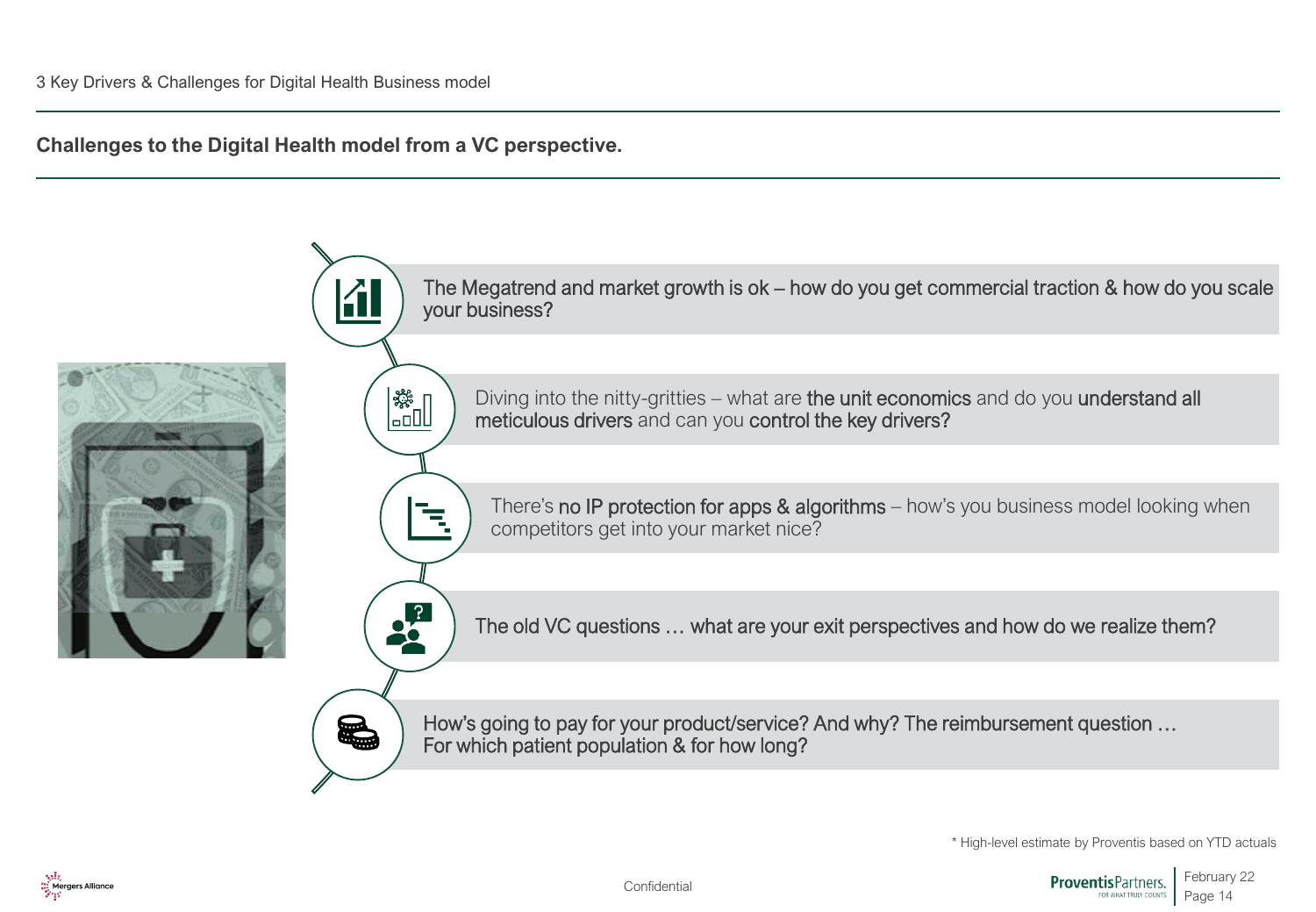3 Key Drivers & Challenges for Digital Health Business model

## Challenges to the Digital Health model from a VC perspective.

- The Megatrend and market growth is ok – how do you get commercial traction & how do you scale your business?
- Diving into the nitty-gritties – what are **the unit economics** and do you **understand all meticulous drivers** and can you **control the key drivers?**
- There's **no IP protection for apps & algorithms** – how's you business model looking when competitors get into your market nice?
- The old VC questions … what are your exit perspectives and how do we realize them?
- How's going to pay for your product/service? And why? The reimbursement question … For which patient population & for how long?

\* High-level estimate by Proventis based on YTD actuals

Confidential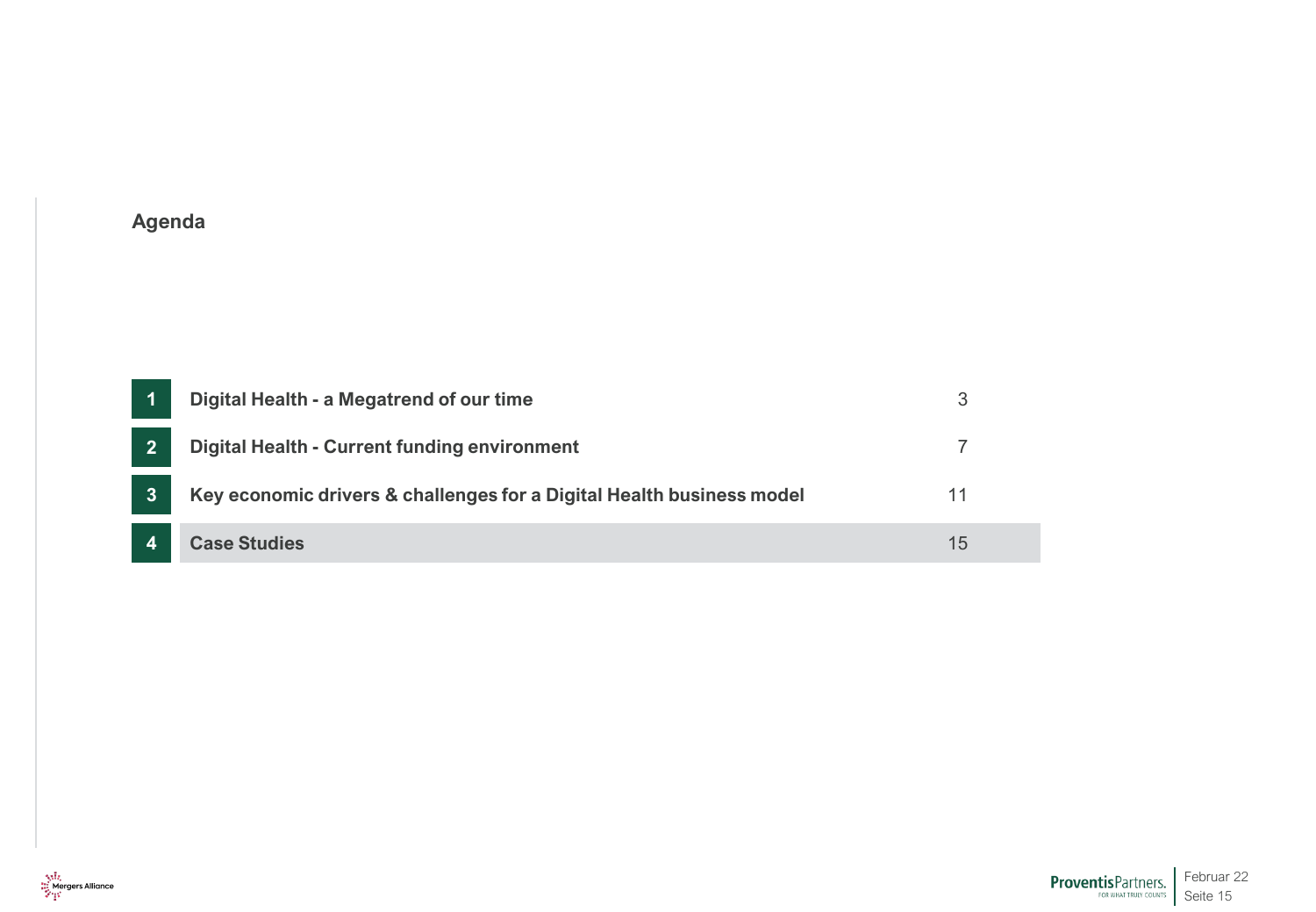## Agenda

| # | Section | Page |
|---|---|---|
| 1 | **Digital Health - a Megatrend of our time** | 3 |
| 2 | **Digital Health - Current funding environment** | 7 |
| 3 | **Key economic drivers & challenges for a Digital Health business model** | 11 |
| 4 | **Case Studies** | 15 |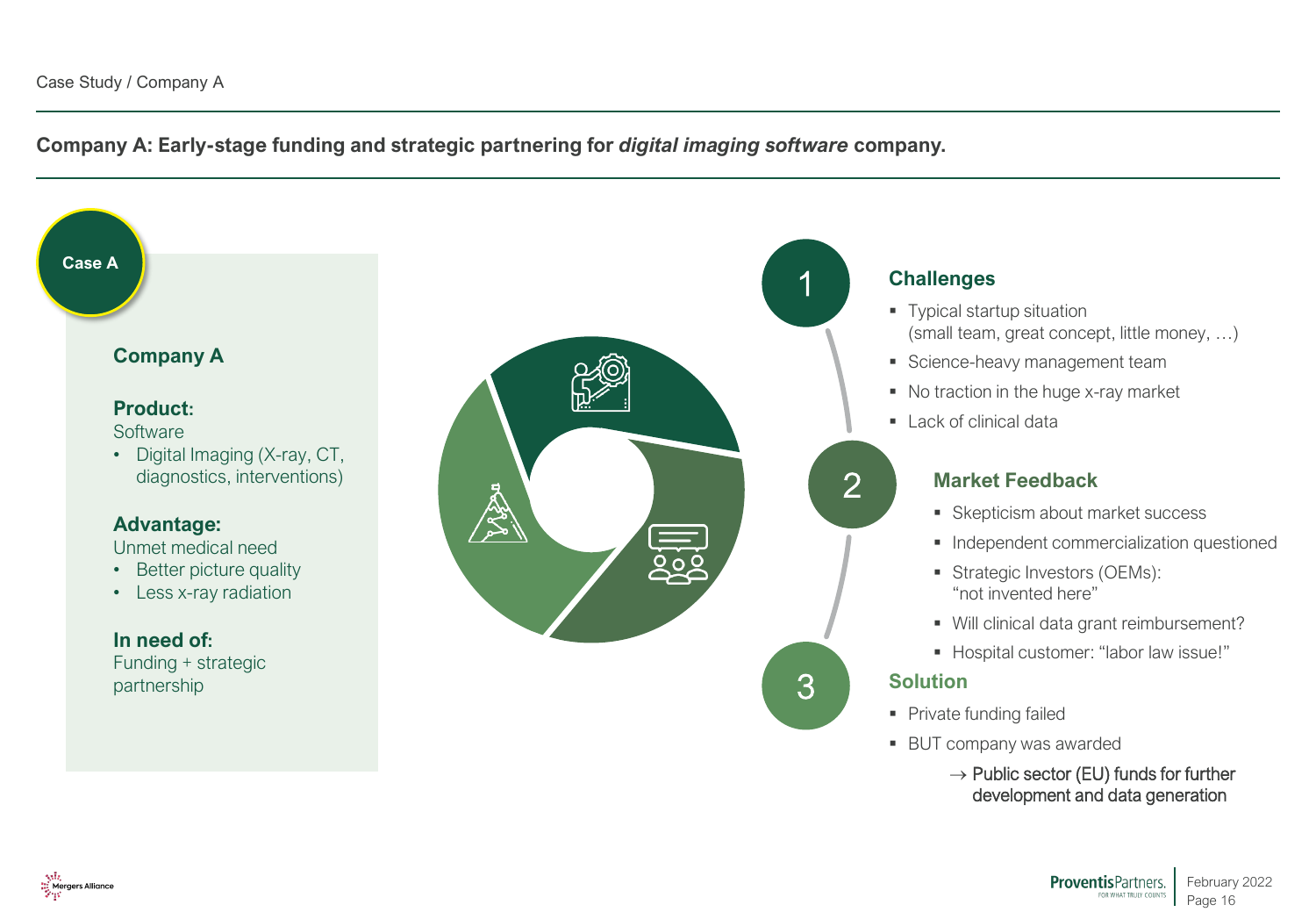Case Study / Company A

## Company A: Early-stage funding and strategic partnering for *digital imaging software* company.

**Case A**

### Company A

**Product:**
Software

- Digital Imaging (X-ray, CT, diagnostics, interventions)

**Advantage:**
Unmet medical need

- Better picture quality
- Less x-ray radiation

**In need of:**
Funding + strategic partnership

### 1 Challenges

- Typical startup situation (small team, great concept, little money, …)
- Science-heavy management team
- No traction in the huge x-ray market
- Lack of clinical data

### 2 Market Feedback

- Skepticism about market success
- Independent commercialization questioned
- Strategic Investors (OEMs): "not invented here"
- Will clinical data grant reimbursement?
- Hospital customer: "labor law issue!"

### 3 Solution

- Private funding failed
- BUT company was awarded

  → Public sector (EU) funds for further development and data generation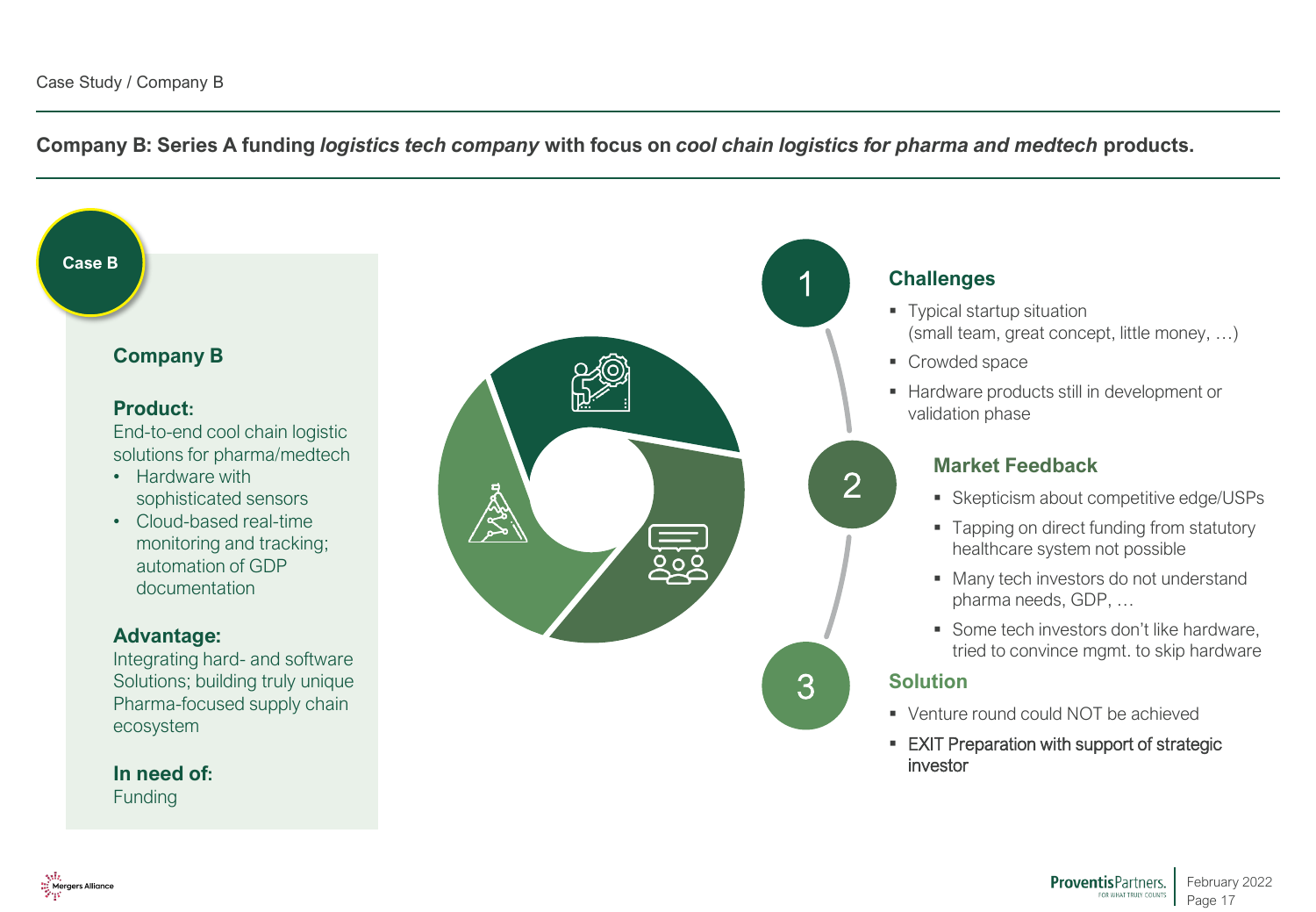Case Study / Company B

**Company B: Series A funding *logistics tech company* with focus on *cool chain logistics for pharma and medtech* products.**

**Case B**

## Company B

**Product:**
End-to-end cool chain logistic solutions for pharma/medtech

- Hardware with sophisticated sensors
- Cloud-based real-time monitoring and tracking; automation of GDP documentation

**Advantage:**
Integrating hard- and software Solutions; building truly unique Pharma-focused supply chain ecosystem

**In need of:**
Funding

### 1 Challenges

- Typical startup situation (small team, great concept, little money, …)
- Crowded space
- Hardware products still in development or validation phase

### 2 Market Feedback

- Skepticism about competitive edge/USPs
- Tapping on direct funding from statutory healthcare system not possible
- Many tech investors do not understand pharma needs, GDP, …
- Some tech investors don't like hardware, tried to convince mgmt. to skip hardware

### 3 Solution

- Venture round could NOT be achieved
- EXIT Preparation with support of strategic investor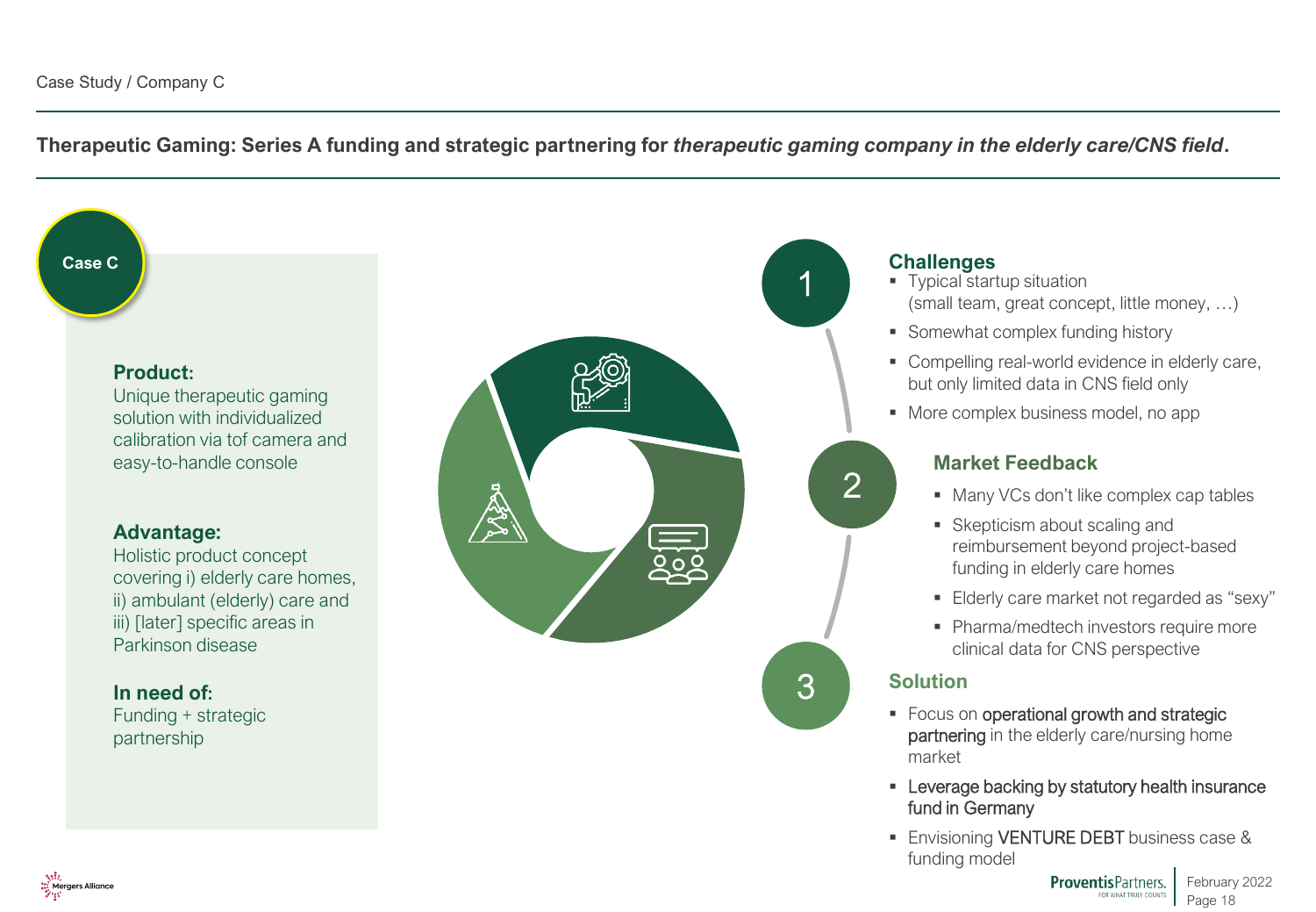Case Study / Company C

**Therapeutic Gaming: Series A funding and strategic partnering for *therapeutic gaming company in the elderly care/CNS field*.**

**Case C**

**Product:**
Unique therapeutic gaming solution with individualized calibration via tof camera and easy-to-handle console

**Advantage:**
Holistic product concept covering i) elderly care homes, ii) ambulant (elderly) care and iii) [later] specific areas in Parkinson disease

**In need of:**
Funding + strategic partnership

1

## Challenges

- Typical startup situation (small team, great concept, little money, …)
- Somewhat complex funding history
- Compelling real-world evidence in elderly care, but only limited data in CNS field only
- More complex business model, no app

2

## Market Feedback

- Many VCs don't like complex cap tables
- Skepticism about scaling and reimbursement beyond project-based funding in elderly care homes
- Elderly care market not regarded as "sexy"
- Pharma/medtech investors require more clinical data for CNS perspective

3

## Solution

- Focus on operational growth and strategic partnering in the elderly care/nursing home market
- Leverage backing by statutory health insurance fund in Germany
- Envisioning VENTURE DEBT business case & funding model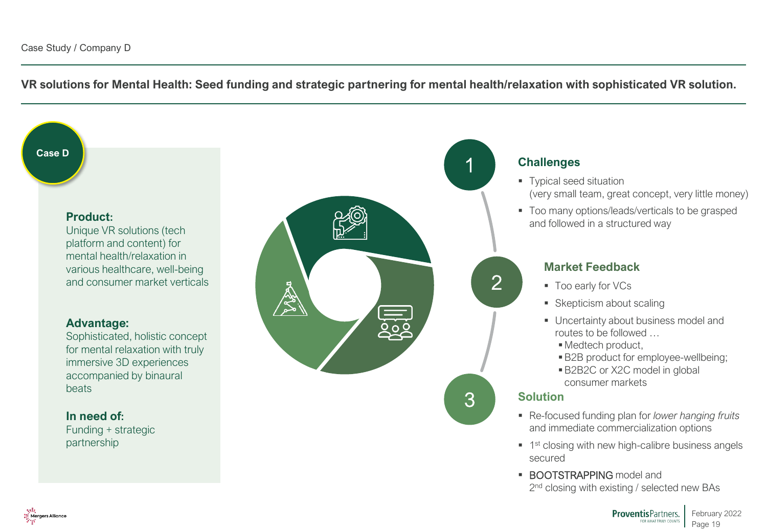Case Study / Company D

**VR solutions for Mental Health: Seed funding and strategic partnering for mental health/relaxation with sophisticated VR solution.**

**Case D**

**Product:**
Unique VR solutions (tech platform and content) for mental health/relaxation in various healthcare, well-being and consumer market verticals

**Advantage:**
Sophisticated, holistic concept for mental relaxation with truly immersive 3D experiences accompanied by binaural beats

**In need of:**
Funding + strategic partnership

## 1 Challenges

- Typical seed situation (very small team, great concept, very little money)
- Too many options/leads/verticals to be grasped and followed in a structured way

## 2 Market Feedback

- Too early for VCs
- Skepticism about scaling
- Uncertainty about business model and routes to be followed …
  - Medtech product,
  - B2B product for employee-wellbeing;
  - B2B2C or X2C model in global consumer markets

## 3 Solution

- Re-focused funding plan for *lower hanging fruits* and immediate commercialization options
- 1st closing with new high-calibre business angels secured
- BOOTSTRAPPING model and 2nd closing with existing / selected new BAs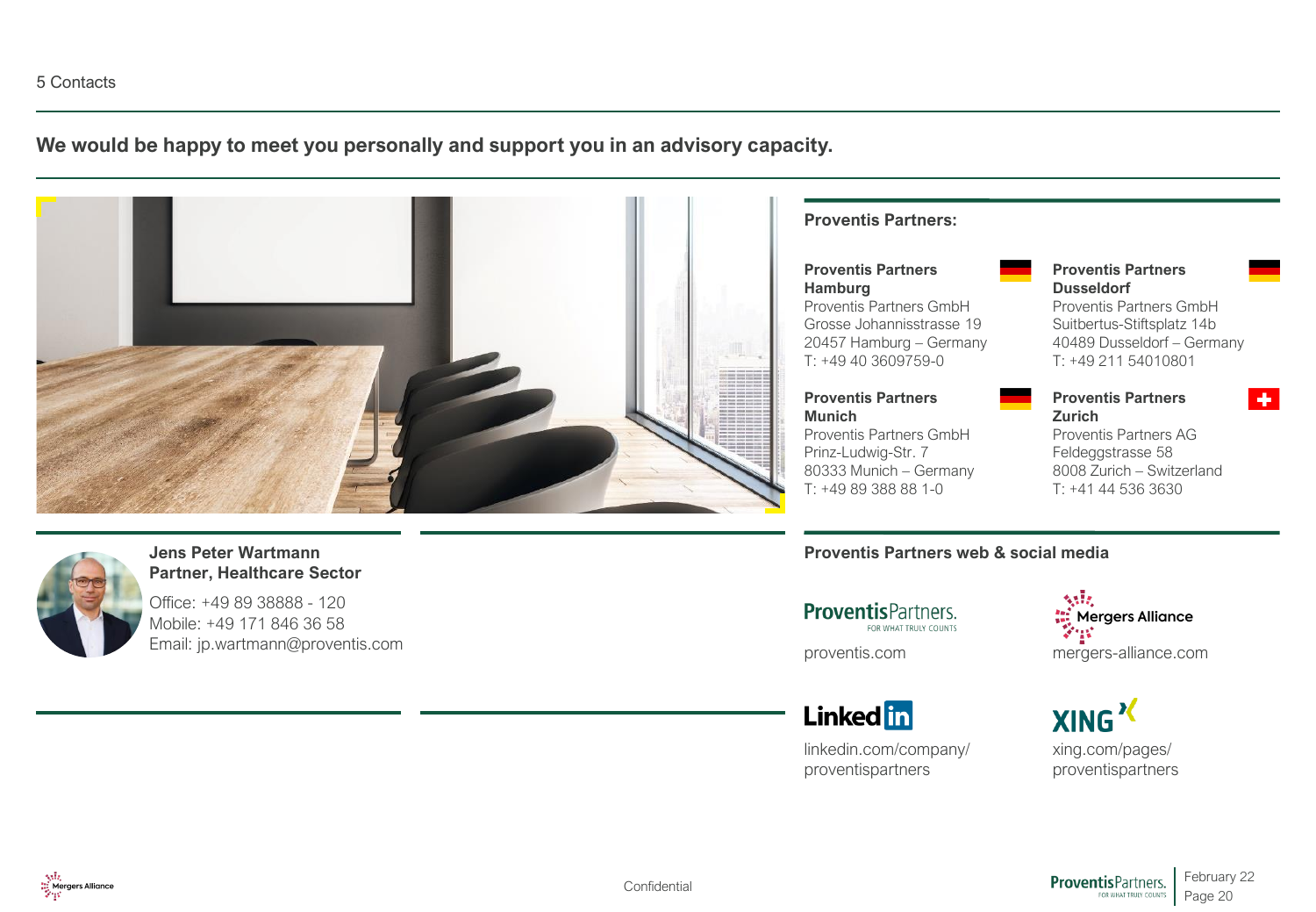5 Contacts

## We would be happy to meet you personally and support you in an advisory capacity.

### Proventis Partners:

**Proventis Partners Hamburg**
Proventis Partners GmbH
Grosse Johannisstrasse 19
20457 Hamburg – Germany
T: +49 40 3609759-0

**Proventis Partners Dusseldorf**
Proventis Partners GmbH
Suitbertus-Stiftsplatz 14b
40489 Dusseldorf – Germany
T: +49 211 54010801

**Proventis Partners Munich**
Proventis Partners GmbH
Prinz-Ludwig-Str. 7
80333 Munich – Germany
T: +49 89 388 88 1-0

**Proventis Partners Zurich**
Proventis Partners AG
Feldeggstrasse 58
8008 Zurich – Switzerland
T: +41 44 536 3630

**Jens Peter Wartmann**
**Partner, Healthcare Sector**
Office: +49 89 38888 - 120
Mobile: +49 171 846 36 58
Email: jp.wartmann@proventis.com

### Proventis Partners web & social media

ProventisPartners. FOR WHAT TRULY COUNTS
proventis.com

Mergers Alliance
mergers-alliance.com

LinkedIn
linkedin.com/company/proventispartners

XING
xing.com/pages/proventispartners

Confidential

February 22